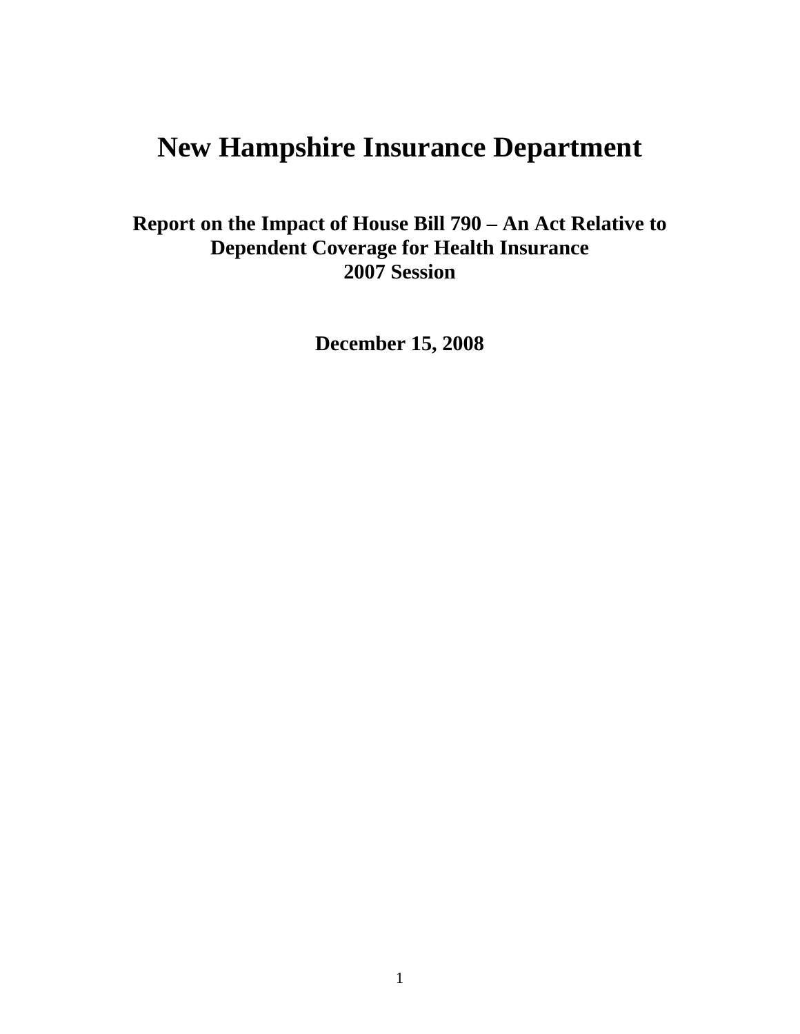# New Hampshire Insurance Department

## Report on the Impact of House Bill 790 – An Act Relative to Dependent Coverage for Health Insurance 2007 Session

**December 15, 2008**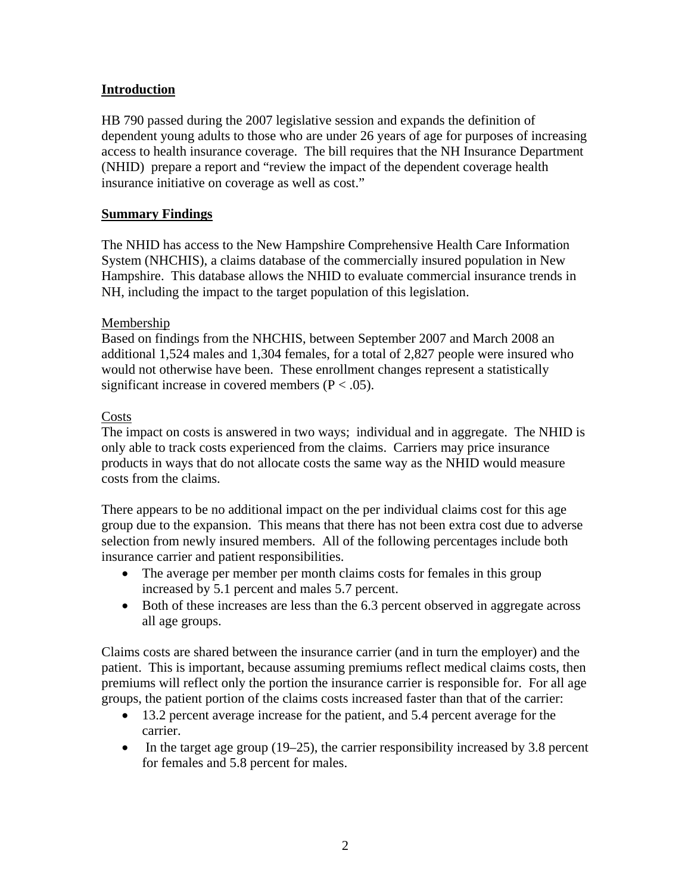## Introduction

HB 790 passed during the 2007 legislative session and expands the definition of dependent young adults to those who are under 26 years of age for purposes of increasing access to health insurance coverage. The bill requires that the NH Insurance Department (NHID) prepare a report and "review the impact of the dependent coverage health insurance initiative on coverage as well as cost."

## Summary Findings

The NHID has access to the New Hampshire Comprehensive Health Care Information System (NHCHIS), a claims database of the commercially insured population in New Hampshire. This database allows the NHID to evaluate commercial insurance trends in NH, including the impact to the target population of this legislation.

### Membership

Based on findings from the NHCHIS, between September 2007 and March 2008 an additional 1,524 males and 1,304 females, for a total of 2,827 people were insured who would not otherwise have been. These enrollment changes represent a statistically significant increase in covered members ($P < .05$).

### Costs

The impact on costs is answered in two ways; individual and in aggregate. The NHID is only able to track costs experienced from the claims. Carriers may price insurance products in ways that do not allocate costs the same way as the NHID would measure costs from the claims.

There appears to be no additional impact on the per individual claims cost for this age group due to the expansion. This means that there has not been extra cost due to adverse selection from newly insured members. All of the following percentages include both insurance carrier and patient responsibilities.

- The average per member per month claims costs for females in this group increased by 5.1 percent and males 5.7 percent.
- Both of these increases are less than the 6.3 percent observed in aggregate across all age groups.

Claims costs are shared between the insurance carrier (and in turn the employer) and the patient. This is important, because assuming premiums reflect medical claims costs, then premiums will reflect only the portion the insurance carrier is responsible for. For all age groups, the patient portion of the claims costs increased faster than that of the carrier:

- 13.2 percent average increase for the patient, and 5.4 percent average for the carrier.
- In the target age group (19–25), the carrier responsibility increased by 3.8 percent for females and 5.8 percent for males.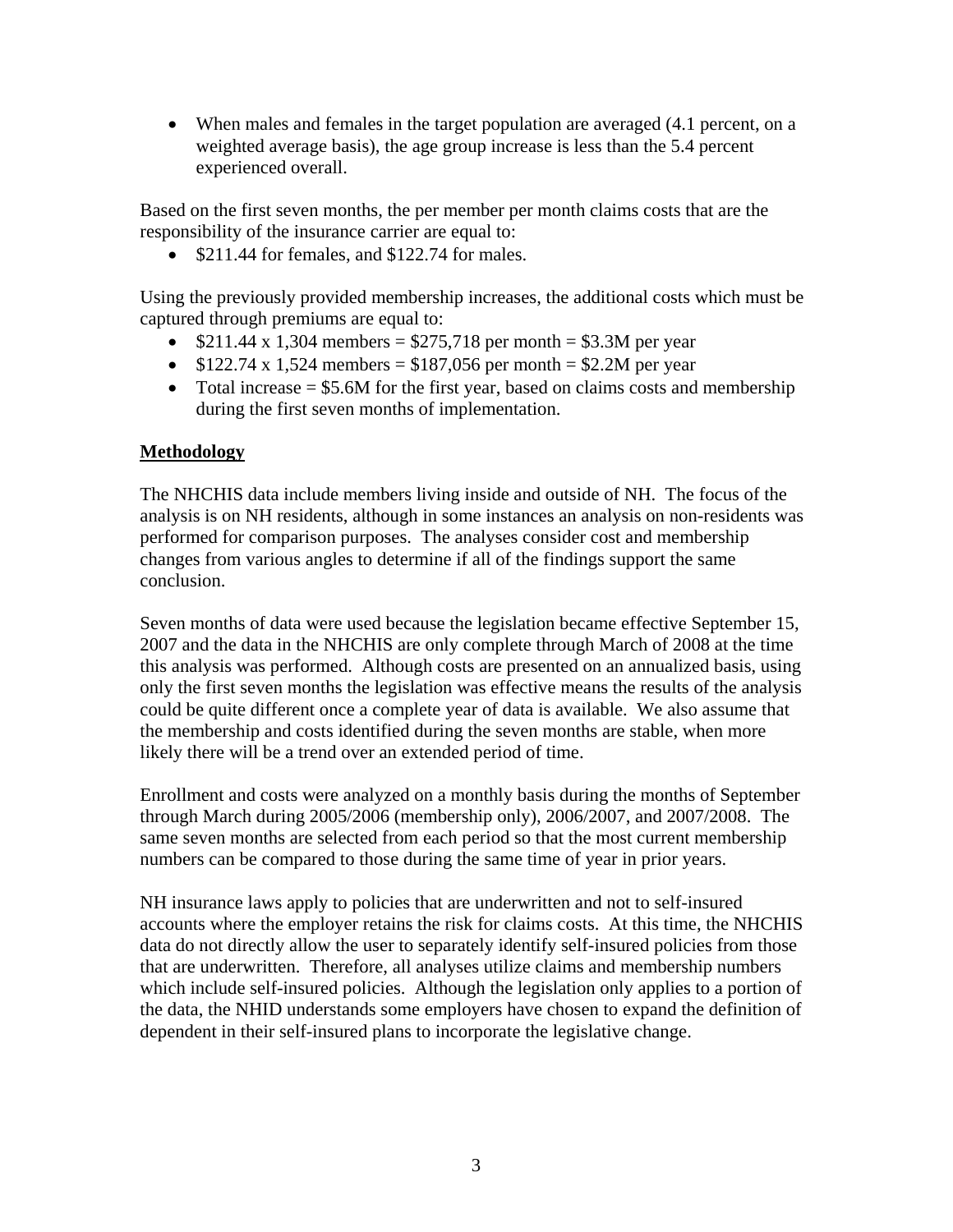- When males and females in the target population are averaged (4.1 percent, on a weighted average basis), the age group increase is less than the 5.4 percent experienced overall.

Based on the first seven months, the per member per month claims costs that are the responsibility of the insurance carrier are equal to:

- $211.44 for females, and $122.74 for males.

Using the previously provided membership increases, the additional costs which must be captured through premiums are equal to:

- $211.44 x 1,304 members = $275,718 per month = $3.3M per year
- $122.74 x 1,524 members = $187,056 per month = $2.2M per year
- Total increase = $5.6M for the first year, based on claims costs and membership during the first seven months of implementation.

## Methodology

The NHCHIS data include members living inside and outside of NH. The focus of the analysis is on NH residents, although in some instances an analysis on non-residents was performed for comparison purposes. The analyses consider cost and membership changes from various angles to determine if all of the findings support the same conclusion.

Seven months of data were used because the legislation became effective September 15, 2007 and the data in the NHCHIS are only complete through March of 2008 at the time this analysis was performed. Although costs are presented on an annualized basis, using only the first seven months the legislation was effective means the results of the analysis could be quite different once a complete year of data is available. We also assume that the membership and costs identified during the seven months are stable, when more likely there will be a trend over an extended period of time.

Enrollment and costs were analyzed on a monthly basis during the months of September through March during 2005/2006 (membership only), 2006/2007, and 2007/2008. The same seven months are selected from each period so that the most current membership numbers can be compared to those during the same time of year in prior years.

NH insurance laws apply to policies that are underwritten and not to self-insured accounts where the employer retains the risk for claims costs. At this time, the NHCHIS data do not directly allow the user to separately identify self-insured policies from those that are underwritten. Therefore, all analyses utilize claims and membership numbers which include self-insured policies. Although the legislation only applies to a portion of the data, the NHID understands some employers have chosen to expand the definition of dependent in their self-insured plans to incorporate the legislative change.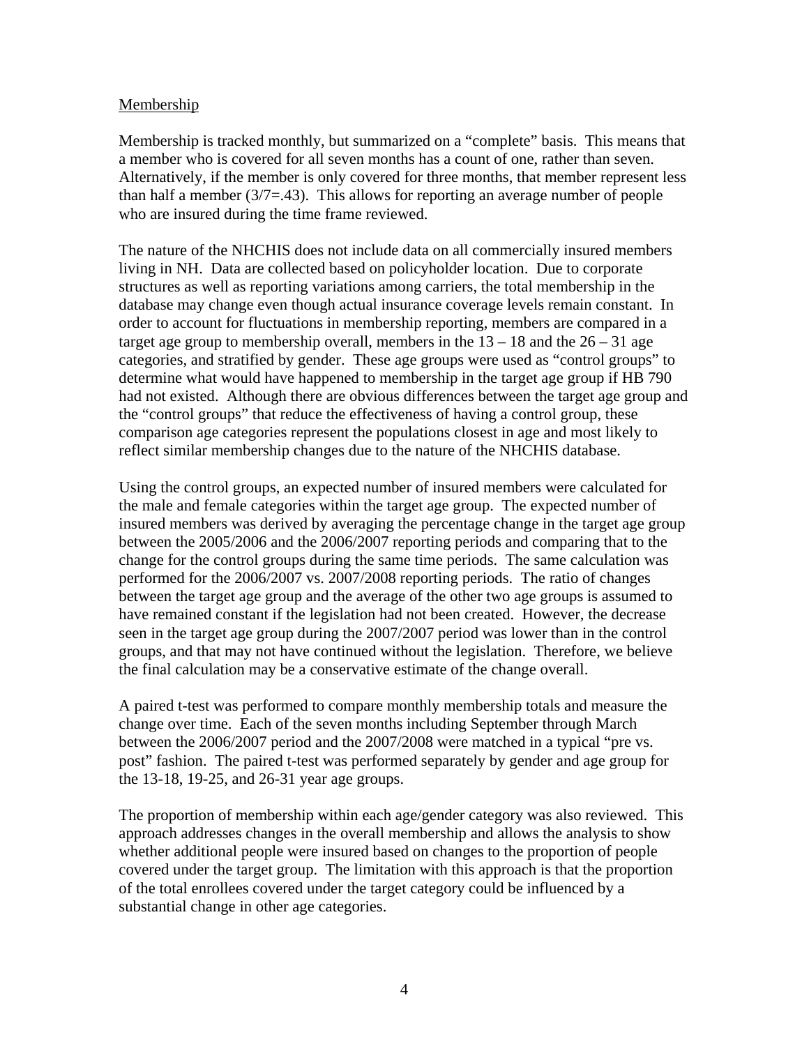## Membership

Membership is tracked monthly, but summarized on a "complete" basis. This means that a member who is covered for all seven months has a count of one, rather than seven. Alternatively, if the member is only covered for three months, that member represent less than half a member (3/7=.43). This allows for reporting an average number of people who are insured during the time frame reviewed.

The nature of the NHCHIS does not include data on all commercially insured members living in NH. Data are collected based on policyholder location. Due to corporate structures as well as reporting variations among carriers, the total membership in the database may change even though actual insurance coverage levels remain constant. In order to account for fluctuations in membership reporting, members are compared in a target age group to membership overall, members in the 13 – 18 and the 26 – 31 age categories, and stratified by gender. These age groups were used as "control groups" to determine what would have happened to membership in the target age group if HB 790 had not existed. Although there are obvious differences between the target age group and the "control groups" that reduce the effectiveness of having a control group, these comparison age categories represent the populations closest in age and most likely to reflect similar membership changes due to the nature of the NHCHIS database.

Using the control groups, an expected number of insured members were calculated for the male and female categories within the target age group. The expected number of insured members was derived by averaging the percentage change in the target age group between the 2005/2006 and the 2006/2007 reporting periods and comparing that to the change for the control groups during the same time periods. The same calculation was performed for the 2006/2007 vs. 2007/2008 reporting periods. The ratio of changes between the target age group and the average of the other two age groups is assumed to have remained constant if the legislation had not been created. However, the decrease seen in the target age group during the 2007/2007 period was lower than in the control groups, and that may not have continued without the legislation. Therefore, we believe the final calculation may be a conservative estimate of the change overall.

A paired t-test was performed to compare monthly membership totals and measure the change over time. Each of the seven months including September through March between the 2006/2007 period and the 2007/2008 were matched in a typical "pre vs. post" fashion. The paired t-test was performed separately by gender and age group for the 13-18, 19-25, and 26-31 year age groups.

The proportion of membership within each age/gender category was also reviewed. This approach addresses changes in the overall membership and allows the analysis to show whether additional people were insured based on changes to the proportion of people covered under the target group. The limitation with this approach is that the proportion of the total enrollees covered under the target category could be influenced by a substantial change in other age categories.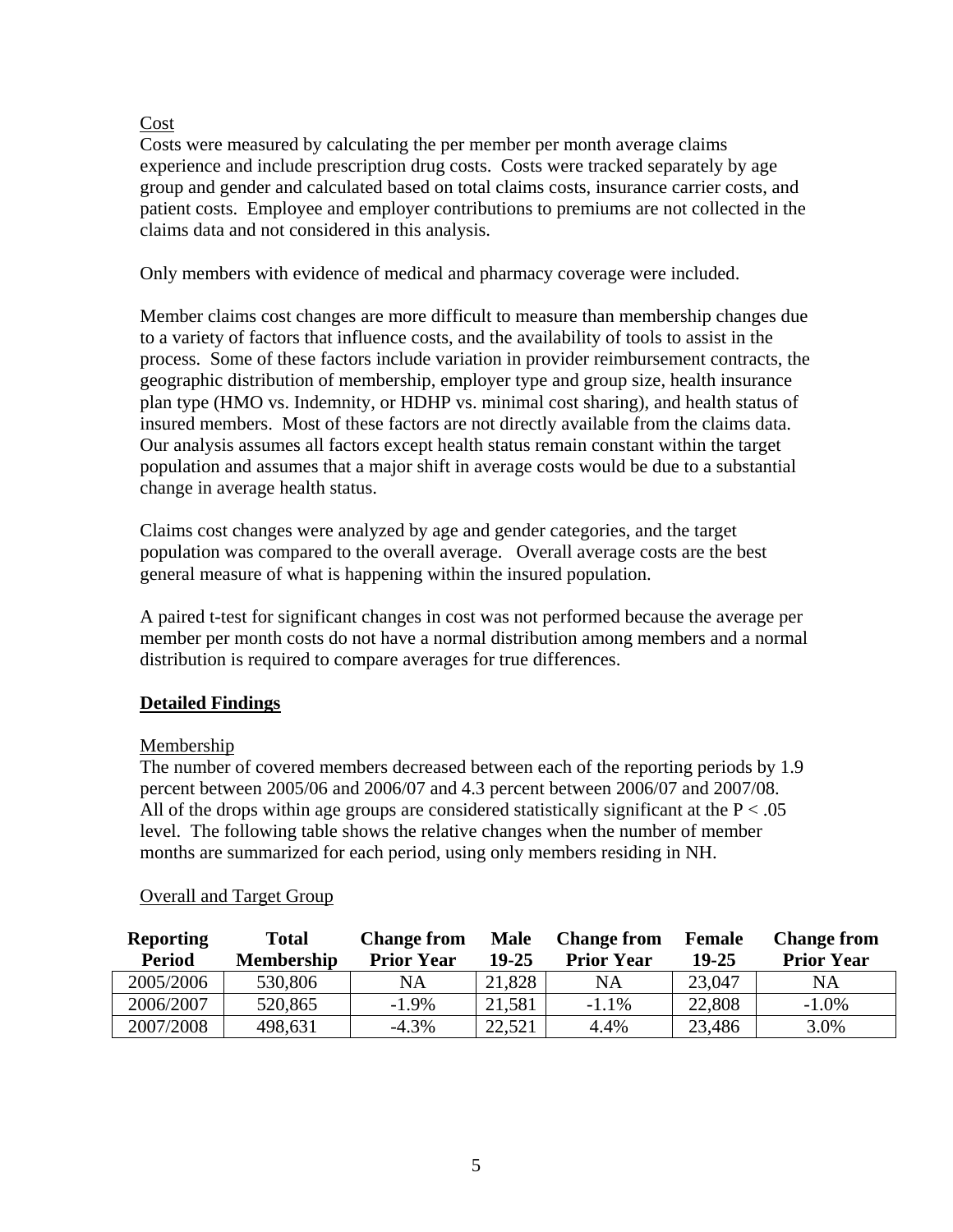Cost

Costs were measured by calculating the per member per month average claims experience and include prescription drug costs. Costs were tracked separately by age group and gender and calculated based on total claims costs, insurance carrier costs, and patient costs. Employee and employer contributions to premiums are not collected in the claims data and not considered in this analysis.

Only members with evidence of medical and pharmacy coverage were included.

Member claims cost changes are more difficult to measure than membership changes due to a variety of factors that influence costs, and the availability of tools to assist in the process. Some of these factors include variation in provider reimbursement contracts, the geographic distribution of membership, employer type and group size, health insurance plan type (HMO vs. Indemnity, or HDHP vs. minimal cost sharing), and health status of insured members. Most of these factors are not directly available from the claims data. Our analysis assumes all factors except health status remain constant within the target population and assumes that a major shift in average costs would be due to a substantial change in average health status.

Claims cost changes were analyzed by age and gender categories, and the target population was compared to the overall average. Overall average costs are the best general measure of what is happening within the insured population.

A paired t-test for significant changes in cost was not performed because the average per member per month costs do not have a normal distribution among members and a normal distribution is required to compare averages for true differences.

## Detailed Findings

Membership

The number of covered members decreased between each of the reporting periods by 1.9 percent between 2005/06 and 2006/07 and 4.3 percent between 2006/07 and 2007/08. All of the drops within age groups are considered statistically significant at the $P < .05$ level. The following table shows the relative changes when the number of member months are summarized for each period, using only members residing in NH.

Overall and Target Group

| Reporting Period | Total Membership | Change from Prior Year | Male 19-25 | Change from Prior Year | Female 19-25 | Change from Prior Year |
|---|---|---|---|---|---|---|
| 2005/2006 | 530,806 | NA | 21,828 | NA | 23,047 | NA |
| 2006/2007 | 520,865 | -1.9% | 21,581 | -1.1% | 22,808 | -1.0% |
| 2007/2008 | 498,631 | -4.3% | 22,521 | 4.4% | 23,486 | 3.0% |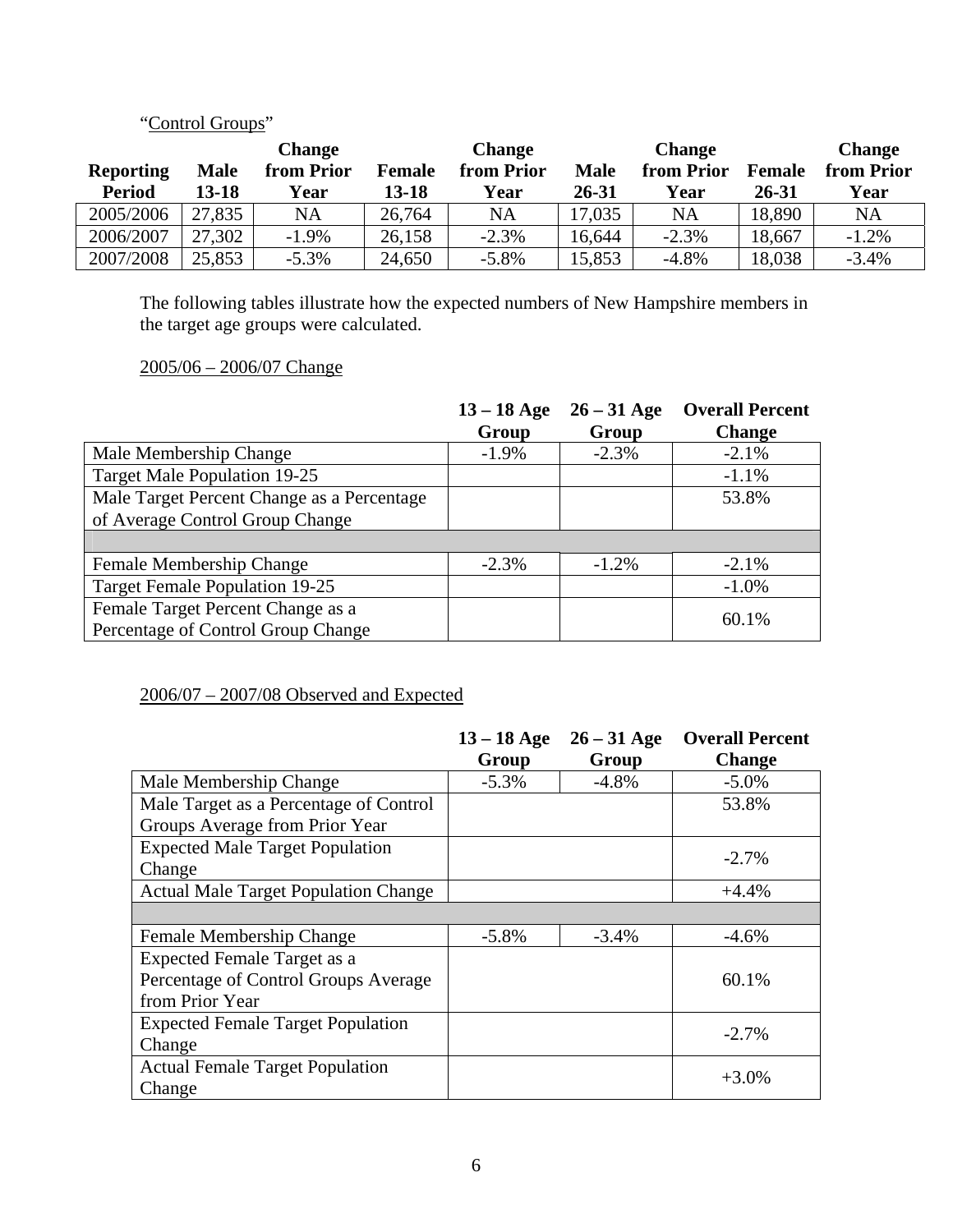"Control Groups"

| Reporting Period | Male 13-18 | Change from Prior Year | Female 13-18 | Change from Prior Year | Male 26-31 | Change from Prior Year | Female 26-31 | Change from Prior Year |
|---|---|---|---|---|---|---|---|---|
| 2005/2006 | 27,835 | NA | 26,764 | NA | 17,035 | NA | 18,890 | NA |
| 2006/2007 | 27,302 | -1.9% | 26,158 | -2.3% | 16,644 | -2.3% | 18,667 | -1.2% |
| 2007/2008 | 25,853 | -5.3% | 24,650 | -5.8% | 15,853 | -4.8% | 18,038 | -3.4% |

The following tables illustrate how the expected numbers of New Hampshire members in the target age groups were calculated.

2005/06 – 2006/07 Change

| | 13 – 18 Age Group | 26 – 31 Age Group | Overall Percent Change |
|---|---|---|---|
| Male Membership Change | -1.9% | -2.3% | -2.1% |
| Target Male Population 19-25 | | | -1.1% |
| Male Target Percent Change as a Percentage of Average Control Group Change | | | 53.8% |
| | | | |
| Female Membership Change | -2.3% | -1.2% | -2.1% |
| Target Female Population 19-25 | | | -1.0% |
| Female Target Percent Change as a Percentage of Control Group Change | | | 60.1% |

2006/07 – 2007/08 Observed and Expected

| | 13 – 18 Age Group | 26 – 31 Age Group | Overall Percent Change |
|---|---|---|---|
| Male Membership Change | -5.3% | -4.8% | -5.0% |
| Male Target as a Percentage of Control Groups Average from Prior Year | | | 53.8% |
| Expected Male Target Population Change | | | -2.7% |
| Actual Male Target Population Change | | | +4.4% |
| | | | |
| Female Membership Change | -5.8% | -3.4% | -4.6% |
| Expected Female Target as a Percentage of Control Groups Average from Prior Year | | | 60.1% |
| Expected Female Target Population Change | | | -2.7% |
| Actual Female Target Population Change | | | +3.0% |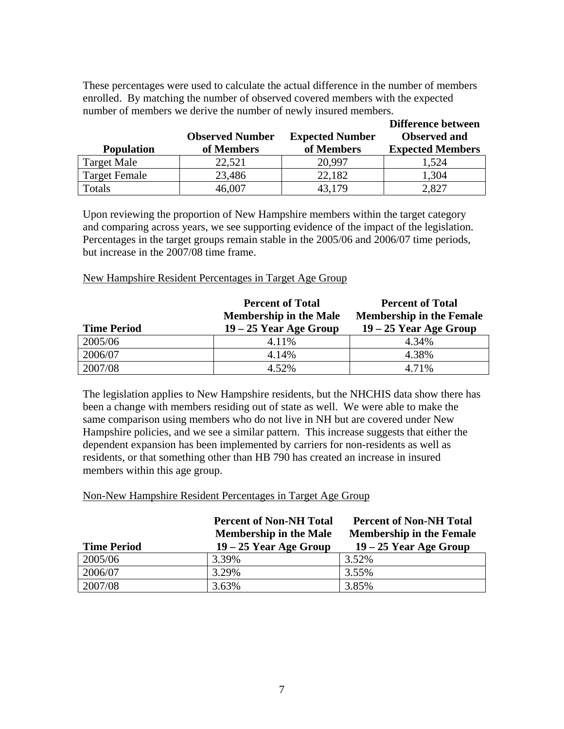These percentages were used to calculate the actual difference in the number of members enrolled. By matching the number of observed covered members with the expected number of members we derive the number of newly insured members.

| Population | Observed Number of Members | Expected Number of Members | Difference between Observed and Expected Members |
|---|---|---|---|
| Target Male | 22,521 | 20,997 | 1,524 |
| Target Female | 23,486 | 22,182 | 1,304 |
| Totals | 46,007 | 43,179 | 2,827 |

Upon reviewing the proportion of New Hampshire members within the target category and comparing across years, we see supporting evidence of the impact of the legislation. Percentages in the target groups remain stable in the 2005/06 and 2006/07 time periods, but increase in the 2007/08 time frame.

New Hampshire Resident Percentages in Target Age Group

| Time Period | Percent of Total Membership in the Male 19 – 25 Year Age Group | Percent of Total Membership in the Female 19 – 25 Year Age Group |
|---|---|---|
| 2005/06 | 4.11% | 4.34% |
| 2006/07 | 4.14% | 4.38% |
| 2007/08 | 4.52% | 4.71% |

The legislation applies to New Hampshire residents, but the NHCHIS data show there has been a change with members residing out of state as well. We were able to make the same comparison using members who do not live in NH but are covered under New Hampshire policies, and we see a similar pattern. This increase suggests that either the dependent expansion has been implemented by carriers for non-residents as well as residents, or that something other than HB 790 has created an increase in insured members within this age group.

Non-New Hampshire Resident Percentages in Target Age Group

| Time Period | Percent of Non-NH Total Membership in the Male 19 – 25 Year Age Group | Percent of Non-NH Total Membership in the Female 19 – 25 Year Age Group |
|---|---|---|
| 2005/06 | 3.39% | 3.52% |
| 2006/07 | 3.29% | 3.55% |
| 2007/08 | 3.63% | 3.85% |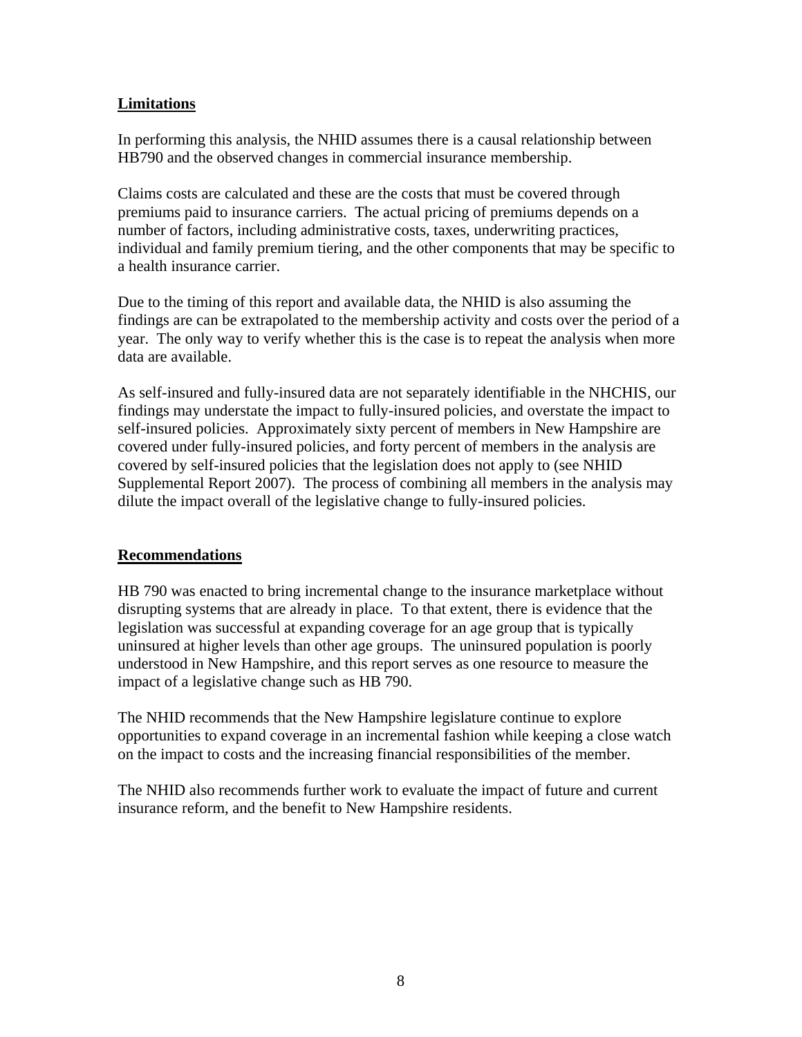## Limitations

In performing this analysis, the NHID assumes there is a causal relationship between HB790 and the observed changes in commercial insurance membership.

Claims costs are calculated and these are the costs that must be covered through premiums paid to insurance carriers. The actual pricing of premiums depends on a number of factors, including administrative costs, taxes, underwriting practices, individual and family premium tiering, and the other components that may be specific to a health insurance carrier.

Due to the timing of this report and available data, the NHID is also assuming the findings are can be extrapolated to the membership activity and costs over the period of a year. The only way to verify whether this is the case is to repeat the analysis when more data are available.

As self-insured and fully-insured data are not separately identifiable in the NHCHIS, our findings may understate the impact to fully-insured policies, and overstate the impact to self-insured policies. Approximately sixty percent of members in New Hampshire are covered under fully-insured policies, and forty percent of members in the analysis are covered by self-insured policies that the legislation does not apply to (see NHID Supplemental Report 2007). The process of combining all members in the analysis may dilute the impact overall of the legislative change to fully-insured policies.

## Recommendations

HB 790 was enacted to bring incremental change to the insurance marketplace without disrupting systems that are already in place. To that extent, there is evidence that the legislation was successful at expanding coverage for an age group that is typically uninsured at higher levels than other age groups. The uninsured population is poorly understood in New Hampshire, and this report serves as one resource to measure the impact of a legislative change such as HB 790.

The NHID recommends that the New Hampshire legislature continue to explore opportunities to expand coverage in an incremental fashion while keeping a close watch on the impact to costs and the increasing financial responsibilities of the member.

The NHID also recommends further work to evaluate the impact of future and current insurance reform, and the benefit to New Hampshire residents.